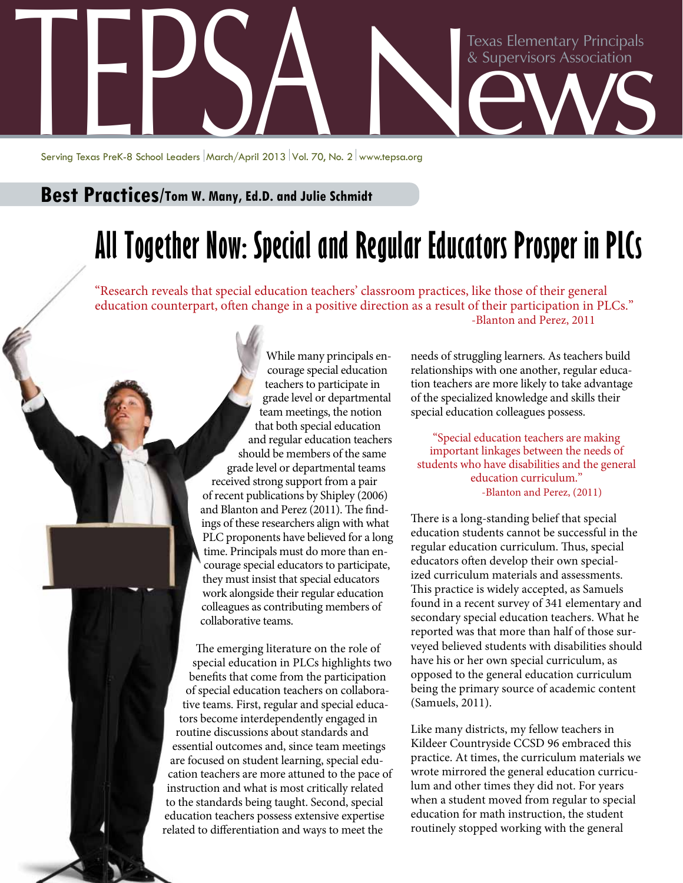# TEPSA News

Texas Elementary Principals & Supervisors Association

Serving Texas PreK-8 School Leaders | March/April 2013 | Vol. 70, No. 2 | www.tepsa.org

**Best Practices/Tom W. Many, Ed.D. and Julie Schmidt**

## All Together Now: Special and Regular Educators Prosper in PLCs

"Research reveals that special education teachers' classroom practices, like those of their general education counterpart, often change in a positive direction as a result of their participation in PLCs."
-Blanton and Perez, 2011

While many principals encourage special education teachers to participate in grade level or departmental team meetings, the notion that both special education and regular education teachers should be members of the same grade level or departmental teams received strong support from a pair of recent publications by Shipley (2006) and Blanton and Perez (2011). The findings of these researchers align with what PLC proponents have believed for a long time. Principals must do more than encourage special educators to participate, they must insist that special educators work alongside their regular education colleagues as contributing members of collaborative teams.

The emerging literature on the role of special education in PLCs highlights two benefits that come from the participation of special education teachers on collaborative teams. First, regular and special educators become interdependently engaged in routine discussions about standards and essential outcomes and, since team meetings are focused on student learning, special education teachers are more attuned to the pace of instruction and what is most critically related to the standards being taught. Second, special education teachers possess extensive expertise related to differentiation and ways to meet the needs of struggling learners. As teachers build relationships with one another, regular education teachers are more likely to take advantage of the specialized knowledge and skills their special education colleagues possess.

"Special education teachers are making important linkages between the needs of students who have disabilities and the general education curriculum."
-Blanton and Perez, (2011)

There is a long-standing belief that special education students cannot be successful in the regular education curriculum. Thus, special educators often develop their own specialized curriculum materials and assessments. This practice is widely accepted, as Samuels found in a recent survey of 341 elementary and secondary special education teachers. What he reported was that more than half of those surveyed believed students with disabilities should have his or her own special curriculum, as opposed to the general education curriculum being the primary source of academic content (Samuels, 2011).

Like many districts, my fellow teachers in Kildeer Countryside CCSD 96 embraced this practice. At times, the curriculum materials we wrote mirrored the general education curriculum and other times they did not. For years when a student moved from regular to special education for math instruction, the student routinely stopped working with the general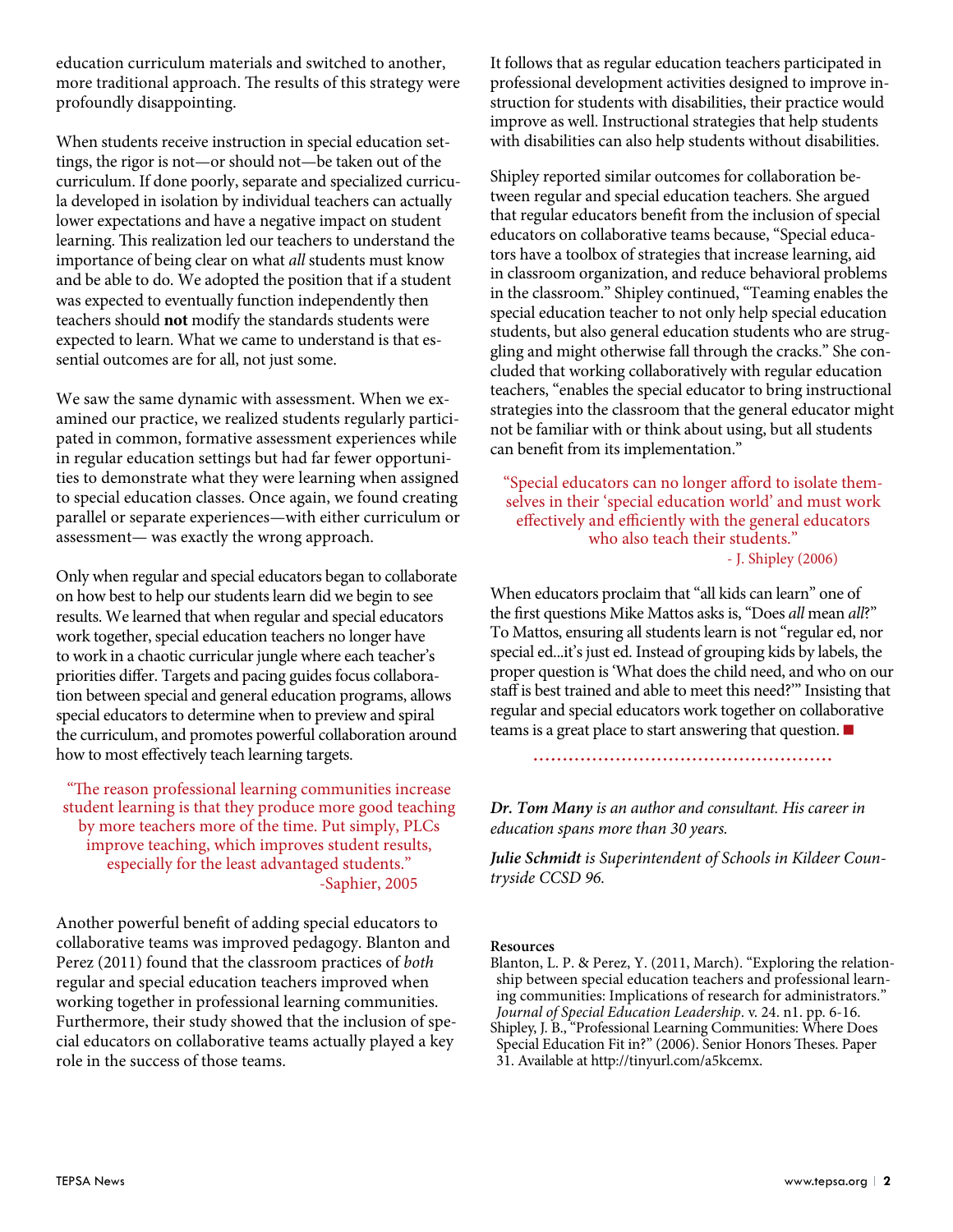education curriculum materials and switched to another, more traditional approach. The results of this strategy were profoundly disappointing.

When students receive instruction in special education settings, the rigor is not—or should not—be taken out of the curriculum. If done poorly, separate and specialized curricula developed in isolation by individual teachers can actually lower expectations and have a negative impact on student learning. This realization led our teachers to understand the importance of being clear on what *all* students must know and be able to do. We adopted the position that if a student was expected to eventually function independently then teachers should **not** modify the standards students were expected to learn. What we came to understand is that essential outcomes are for all, not just some.

We saw the same dynamic with assessment. When we examined our practice, we realized students regularly participated in common, formative assessment experiences while in regular education settings but had far fewer opportunities to demonstrate what they were learning when assigned to special education classes. Once again, we found creating parallel or separate experiences—with either curriculum or assessment— was exactly the wrong approach.

Only when regular and special educators began to collaborate on how best to help our students learn did we begin to see results. We learned that when regular and special educators work together, special education teachers no longer have to work in a chaotic curricular jungle where each teacher's priorities differ. Targets and pacing guides focus collaboration between special and general education programs, allows special educators to determine when to preview and spiral the curriculum, and promotes powerful collaboration around how to most effectively teach learning targets.

> "The reason professional learning communities increase student learning is that they produce more good teaching by more teachers more of the time. Put simply, PLCs improve teaching, which improves student results, especially for the least advantaged students."
> -Saphier, 2005

Another powerful benefit of adding special educators to collaborative teams was improved pedagogy. Blanton and Perez (2011) found that the classroom practices of *both* regular and special education teachers improved when working together in professional learning communities. Furthermore, their study showed that the inclusion of special educators on collaborative teams actually played a key role in the success of those teams.

It follows that as regular education teachers participated in professional development activities designed to improve instruction for students with disabilities, their practice would improve as well. Instructional strategies that help students with disabilities can also help students without disabilities.

Shipley reported similar outcomes for collaboration between regular and special education teachers. She argued that regular educators benefit from the inclusion of special educators on collaborative teams because, "Special educators have a toolbox of strategies that increase learning, aid in classroom organization, and reduce behavioral problems in the classroom." Shipley continued, "Teaming enables the special education teacher to not only help special education students, but also general education students who are struggling and might otherwise fall through the cracks." She concluded that working collaboratively with regular education teachers, "enables the special educator to bring instructional strategies into the classroom that the general educator might not be familiar with or think about using, but all students can benefit from its implementation."

> "Special educators can no longer afford to isolate themselves in their 'special education world' and must work effectively and efficiently with the general educators who also teach their students."
> - J. Shipley (2006)

When educators proclaim that "all kids can learn" one of the first questions Mike Mattos asks is, "Does *all* mean *all*?" To Mattos, ensuring all students learn is not "regular ed, nor special ed...it's just ed. Instead of grouping kids by labels, the proper question is 'What does the child need, and who on our staff is best trained and able to meet this need?'" Insisting that regular and special educators work together on collaborative teams is a great place to start answering that question. ■

***Dr. Tom Many** is an author and consultant. His career in education spans more than 30 years.*

***Julie Schmidt** is Superintendent of Schools in Kildeer Countryside CCSD 96.*

**Resources**

Blanton, L. P. & Perez, Y. (2011, March). "Exploring the relationship between special education teachers and professional learning communities: Implications of research for administrators." *Journal of Special Education Leadership*. v. 24. n1. pp. 6-16.

Shipley, J. B., "Professional Learning Communities: Where Does Special Education Fit in?" (2006). Senior Honors Theses. Paper 31. Available at http://tinyurl.com/a5kcemx.